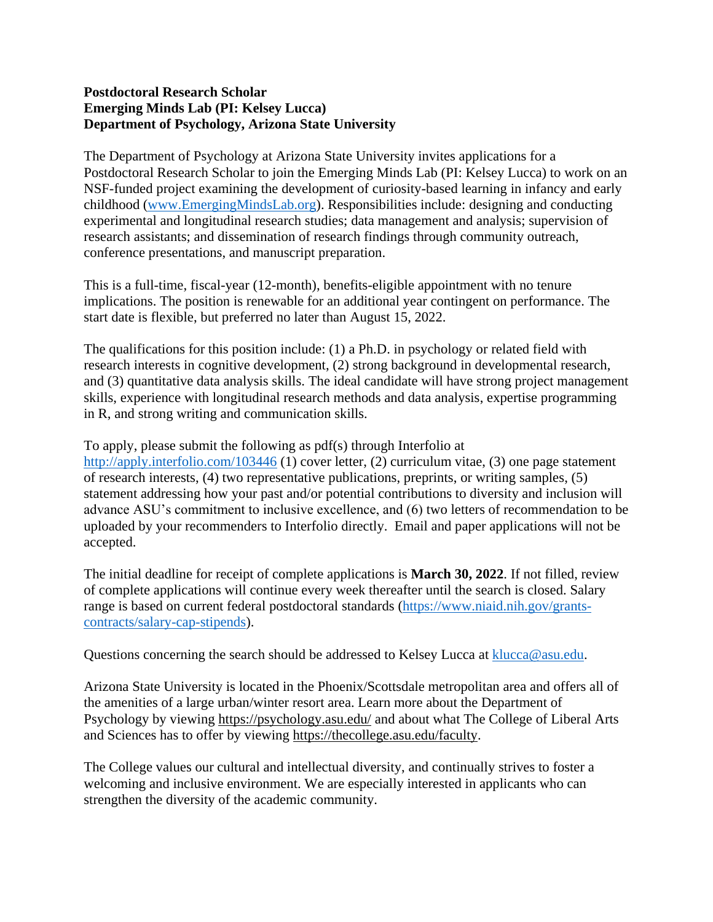**Postdoctoral Research Scholar**
**Emerging Minds Lab (PI: Kelsey Lucca)**
**Department of Psychology, Arizona State University**

The Department of Psychology at Arizona State University invites applications for a Postdoctoral Research Scholar to join the Emerging Minds Lab (PI: Kelsey Lucca) to work on an NSF-funded project examining the development of curiosity-based learning in infancy and early childhood (www.EmergingMindsLab.org). Responsibilities include: designing and conducting experimental and longitudinal research studies; data management and analysis; supervision of research assistants; and dissemination of research findings through community outreach, conference presentations, and manuscript preparation.

This is a full-time, fiscal-year (12-month), benefits-eligible appointment with no tenure implications. The position is renewable for an additional year contingent on performance. The start date is flexible, but preferred no later than August 15, 2022.

The qualifications for this position include: (1) a Ph.D. in psychology or related field with research interests in cognitive development, (2) strong background in developmental research, and (3) quantitative data analysis skills. The ideal candidate will have strong project management skills, experience with longitudinal research methods and data analysis, expertise programming in R, and strong writing and communication skills.

To apply, please submit the following as pdf(s) through Interfolio at http://apply.interfolio.com/103446 (1) cover letter, (2) curriculum vitae, (3) one page statement of research interests, (4) two representative publications, preprints, or writing samples, (5) statement addressing how your past and/or potential contributions to diversity and inclusion will advance ASU's commitment to inclusive excellence, and (6) two letters of recommendation to be uploaded by your recommenders to Interfolio directly. Email and paper applications will not be accepted.

The initial deadline for receipt of complete applications is **March 30, 2022**. If not filled, review of complete applications will continue every week thereafter until the search is closed. Salary range is based on current federal postdoctoral standards (https://www.niaid.nih.gov/grants-contracts/salary-cap-stipends).

Questions concerning the search should be addressed to Kelsey Lucca at klucca@asu.edu.

Arizona State University is located in the Phoenix/Scottsdale metropolitan area and offers all of the amenities of a large urban/winter resort area. Learn more about the Department of Psychology by viewing https://psychology.asu.edu/ and about what The College of Liberal Arts and Sciences has to offer by viewing https://thecollege.asu.edu/faculty.

The College values our cultural and intellectual diversity, and continually strives to foster a welcoming and inclusive environment. We are especially interested in applicants who can strengthen the diversity of the academic community.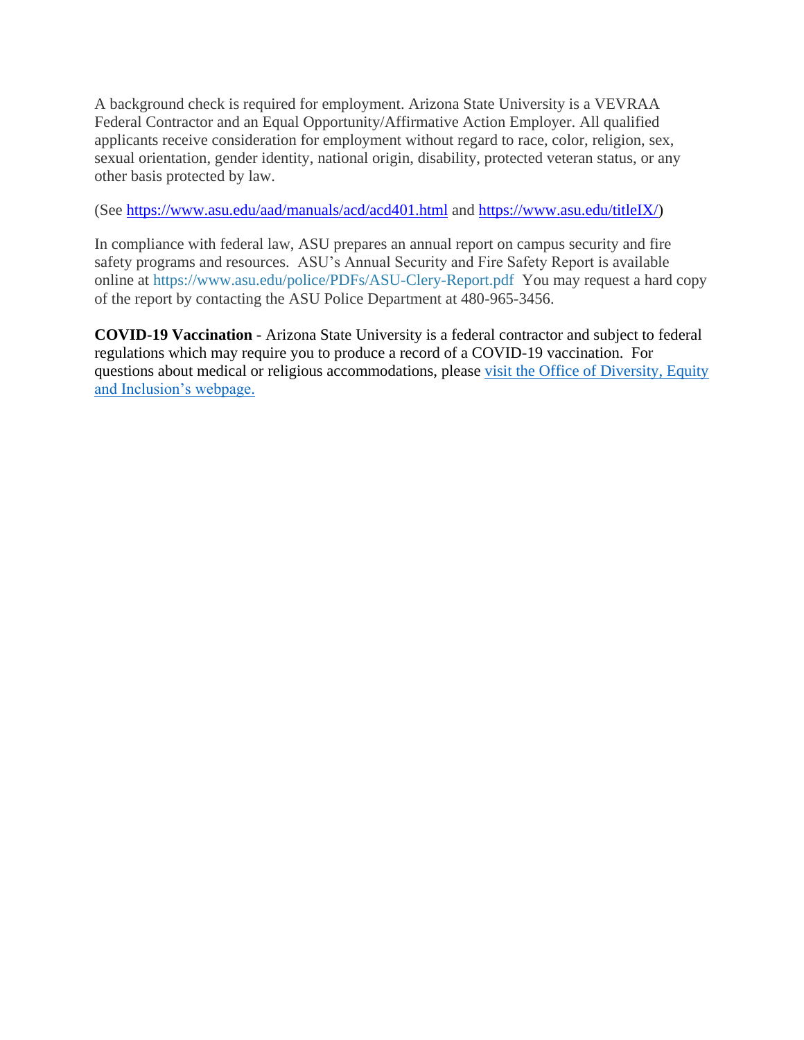A background check is required for employment. Arizona State University is a VEVRAA Federal Contractor and an Equal Opportunity/Affirmative Action Employer. All qualified applicants receive consideration for employment without regard to race, color, religion, sex, sexual orientation, gender identity, national origin, disability, protected veteran status, or any other basis protected by law.

(See https://www.asu.edu/aad/manuals/acd/acd401.html and https://www.asu.edu/titleIX/)

In compliance with federal law, ASU prepares an annual report on campus security and fire safety programs and resources. ASU's Annual Security and Fire Safety Report is available online at https://www.asu.edu/police/PDFs/ASU-Clery-Report.pdf You may request a hard copy of the report by contacting the ASU Police Department at 480-965-3456.

**COVID-19 Vaccination** - Arizona State University is a federal contractor and subject to federal regulations which may require you to produce a record of a COVID-19 vaccination. For questions about medical or religious accommodations, please visit the Office of Diversity, Equity and Inclusion's webpage.